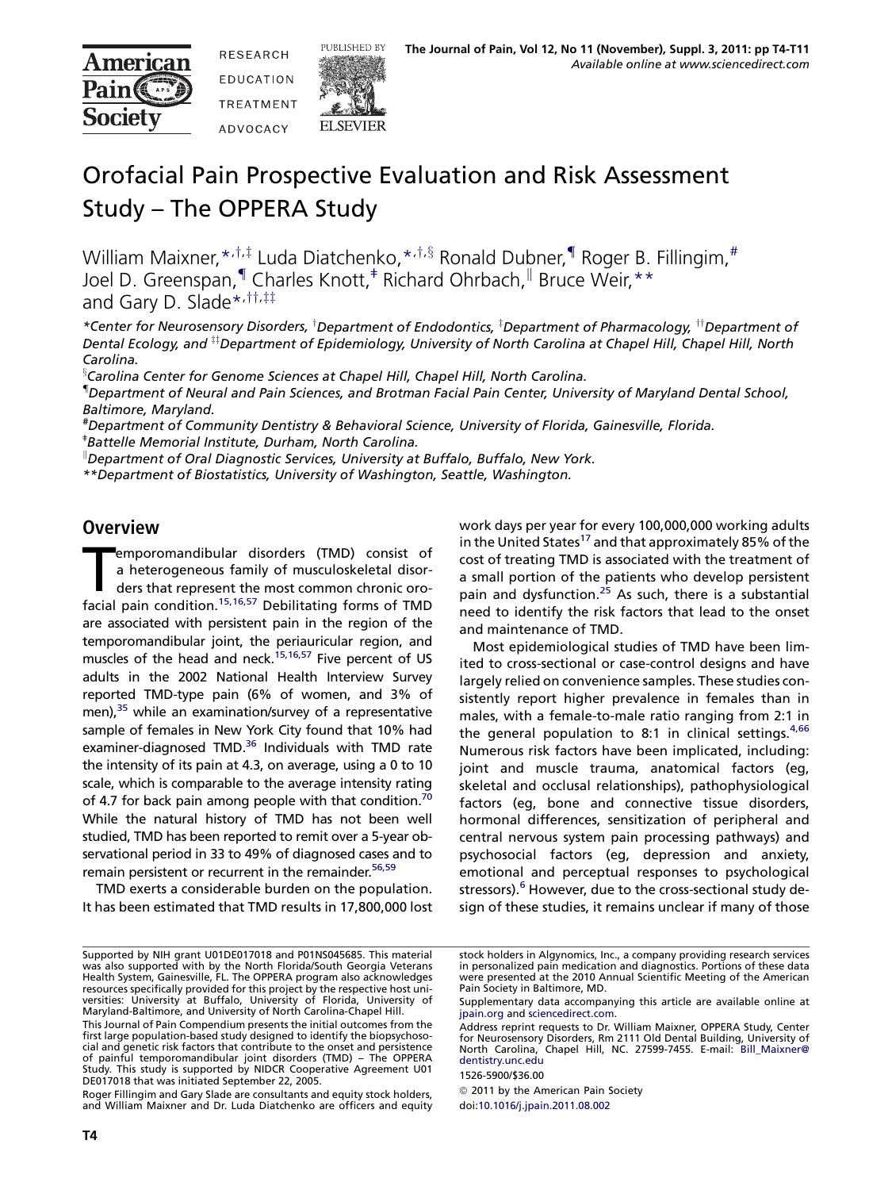# Orofacial Pain Prospective Evaluation and Risk Assessment Study – The OPPERA Study

William Maixner,[*,†,‡] Luda Diatchenko,[*,†,§] Ronald Dubner,[¶] Roger B. Fillingim,[#] Joel D. Greenspan,[¶] Charles Knott,[‡] Richard Ohrbach,[||] Bruce Weir,[**] and Gary D. Slade[*,††,‡‡]

*Center for Neurosensory Disorders, †Department of Endodontics, ‡Department of Pharmacology, ††Department of Dental Ecology, and ‡‡Department of Epidemiology, University of North Carolina at Chapel Hill, Chapel Hill, North Carolina.

§Carolina Center for Genome Sciences at Chapel Hill, Chapel Hill, North Carolina.

¶Department of Neural and Pain Sciences, and Brotman Facial Pain Center, University of Maryland Dental School, Baltimore, Maryland.

#Department of Community Dentistry & Behavioral Science, University of Florida, Gainesville, Florida.

‡Battelle Memorial Institute, Durham, North Carolina.

||Department of Oral Diagnostic Services, University at Buffalo, Buffalo, New York.

**Department of Biostatistics, University of Washington, Seattle, Washington.

## Overview

Temporomandibular disorders (TMD) consist of a heterogeneous family of musculoskeletal disorders that represent the most common chronic orofacial pain condition.[15,16,57] Debilitating forms of TMD are associated with persistent pain in the region of the temporomandibular joint, the periauricular region, and muscles of the head and neck.[15,16,57] Five percent of US adults in the 2002 National Health Interview Survey reported TMD-type pain (6% of women, and 3% of men),[35] while an examination/survey of a representative sample of females in New York City found that 10% had examiner-diagnosed TMD.[36] Individuals with TMD rate the intensity of its pain at 4.3, on average, using a 0 to 10 scale, which is comparable to the average intensity rating of 4.7 for back pain among people with that condition.[70] While the natural history of TMD has not been well studied, TMD has been reported to remit over a 5-year observational period in 33 to 49% of diagnosed cases and to remain persistent or recurrent in the remainder.[56,59]

TMD exerts a considerable burden on the population. It has been estimated that TMD results in 17,800,000 lost work days per year for every 100,000,000 working adults in the United States[17] and that approximately 85% of the cost of treating TMD is associated with the treatment of a small portion of the patients who develop persistent pain and dysfunction.[25] As such, there is a substantial need to identify the risk factors that lead to the onset and maintenance of TMD.

Most epidemiological studies of TMD have been limited to cross-sectional or case-control designs and have largely relied on convenience samples. These studies consistently report higher prevalence in females than in males, with a female-to-male ratio ranging from 2:1 in the general population to 8:1 in clinical settings.[4,66] Numerous risk factors have been implicated, including: joint and muscle trauma, anatomical factors (eg, skeletal and occlusal relationships), pathophysiological factors (eg, bone and connective tissue disorders, hormonal differences, sensitization of peripheral and central nervous system pain processing pathways) and psychosocial factors (eg, depression and anxiety, emotional and perceptual responses to psychological stressors).[6] However, due to the cross-sectional study design of these studies, it remains unclear if many of those

---

Supported by NIH grant U01DE017018 and P01NS045685. This material was also supported with by the North Florida/South Georgia Veterans Health System, Gainesville, FL. The OPPERA program also acknowledges resources specifically provided for this project by the respective host universities: University at Buffalo, University of Florida, University of Maryland-Baltimore, and University of North Carolina-Chapel Hill.

This Journal of Pain Compendium presents the initial outcomes from the first large population-based study designed to identify the biopsychosocial and genetic risk factors that contribute to the onset and persistence of painful temporomandibular joint disorders (TMD) – The OPPERA Study. This study is supported by NIDCR Cooperative Agreement U01 DE017018 that was initiated September 22, 2005.

Roger Fillingim and Gary Slade are consultants and equity stock holders, and William Maixner and Dr. Luda Diatchenko are officers and equity stock holders in Algynomics, Inc., a company providing research services in personalized pain medication and diagnostics. Portions of these data were presented at the 2010 Annual Scientific Meeting of the American Pain Society in Baltimore, MD.

Supplementary data accompanying this article are available online at jpain.org and sciencedirect.com.

Address reprint requests to Dr. William Maixner, OPPERA Study, Center for Neurosensory Disorders, Rm 2111 Old Dental Building, University of North Carolina, Chapel Hill, NC. 27599-7455. E-mail: Bill_Maixner@dentistry.unc.edu

1526-5900/$36.00

© 2011 by the American Pain Society

doi:10.1016/j.jpain.2011.08.002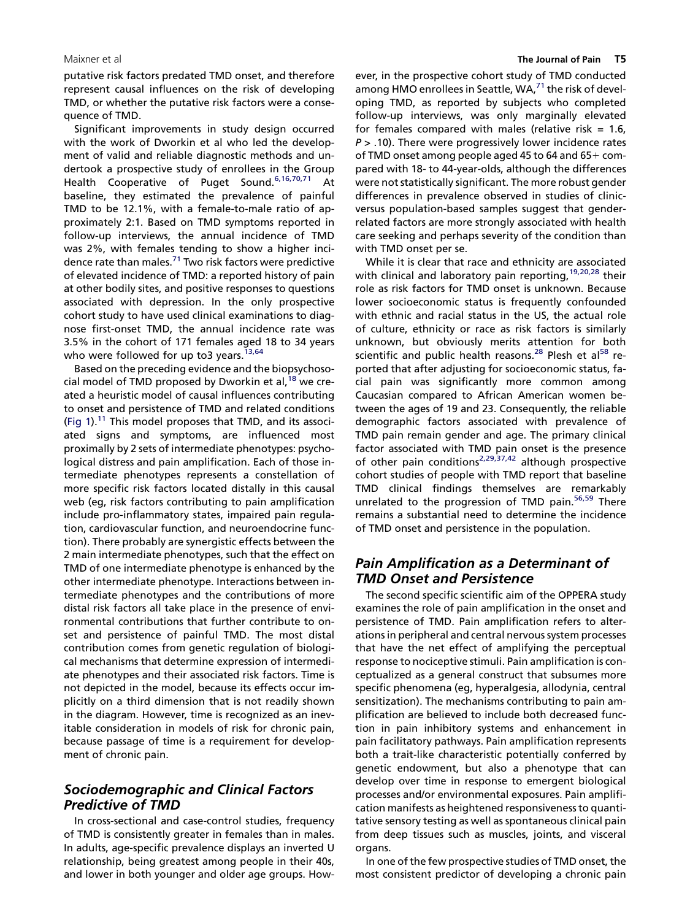putative risk factors predated TMD onset, and therefore represent causal influences on the risk of developing TMD, or whether the putative risk factors were a consequence of TMD.

Significant improvements in study design occurred with the work of Dworkin et al who led the development of valid and reliable diagnostic methods and undertook a prospective study of enrollees in the Group Health Cooperative of Puget Sound.[6,16,70,71] At baseline, they estimated the prevalence of painful TMD to be 12.1%, with a female-to-male ratio of approximately 2:1. Based on TMD symptoms reported in follow-up interviews, the annual incidence of TMD was 2%, with females tending to show a higher incidence rate than males.[71] Two risk factors were predictive of elevated incidence of TMD: a reported history of pain at other bodily sites, and positive responses to questions associated with depression. In the only prospective cohort study to have used clinical examinations to diagnose first-onset TMD, the annual incidence rate was 3.5% in the cohort of 171 females aged 18 to 34 years who were followed for up to3 years.[13,64]

Based on the preceding evidence and the biopsychosocial model of TMD proposed by Dworkin et al,[18] we created a heuristic model of causal influences contributing to onset and persistence of TMD and related conditions (Fig 1).[11] This model proposes that TMD, and its associated signs and symptoms, are influenced most proximally by 2 sets of intermediate phenotypes: psychological distress and pain amplification. Each of those intermediate phenotypes represents a constellation of more specific risk factors located distally in this causal web (eg, risk factors contributing to pain amplification include pro-inflammatory states, impaired pain regulation, cardiovascular function, and neuroendocrine function). There probably are synergistic effects between the 2 main intermediate phenotypes, such that the effect on TMD of one intermediate phenotype is enhanced by the other intermediate phenotype. Interactions between intermediate phenotypes and the contributions of more distal risk factors all take place in the presence of environmental contributions that further contribute to onset and persistence of painful TMD. The most distal contribution comes from genetic regulation of biological mechanisms that determine expression of intermediate phenotypes and their associated risk factors. Time is not depicted in the model, because its effects occur implicitly on a third dimension that is not readily shown in the diagram. However, time is recognized as an inevitable consideration in models of risk for chronic pain, because passage of time is a requirement for development of chronic pain.

## *Sociodemographic and Clinical Factors Predictive of TMD*

In cross-sectional and case-control studies, frequency of TMD is consistently greater in females than in males. In adults, age-specific prevalence displays an inverted U relationship, being greatest among people in their 40s, and lower in both younger and older age groups. However, in the prospective cohort study of TMD conducted among HMO enrollees in Seattle, WA,[71] the risk of developing TMD, as reported by subjects who completed follow-up interviews, was only marginally elevated for females compared with males (relative risk = 1.6, $P > .10$). There were progressively lower incidence rates of TMD onset among people aged 45 to 64 and 65+ compared with 18- to 44-year-olds, although the differences were not statistically significant. The more robust gender differences in prevalence observed in studies of clinic-versus population-based samples suggest that gender-related factors are more strongly associated with health care seeking and perhaps severity of the condition than with TMD onset per se.

While it is clear that race and ethnicity are associated with clinical and laboratory pain reporting,[19,20,28] their role as risk factors for TMD onset is unknown. Because lower socioeconomic status is frequently confounded with ethnic and racial status in the US, the actual role of culture, ethnicity or race as risk factors is similarly unknown, but obviously merits attention for both scientific and public health reasons.[28] Plesh et al[58] reported that after adjusting for socioeconomic status, facial pain was significantly more common among Caucasian compared to African American women between the ages of 19 and 23. Consequently, the reliable demographic factors associated with prevalence of TMD pain remain gender and age. The primary clinical factor associated with TMD pain onset is the presence of other pain conditions[2,29,37,42] although prospective cohort studies of people with TMD report that baseline TMD clinical findings themselves are remarkably unrelated to the progression of TMD pain.[56,59] There remains a substantial need to determine the incidence of TMD onset and persistence in the population.

## *Pain Amplification as a Determinant of TMD Onset and Persistence*

The second specific scientific aim of the OPPERA study examines the role of pain amplification in the onset and persistence of TMD. Pain amplification refers to alterations in peripheral and central nervous system processes that have the net effect of amplifying the perceptual response to nociceptive stimuli. Pain amplification is conceptualized as a general construct that subsumes more specific phenomena (eg, hyperalgesia, allodynia, central sensitization). The mechanisms contributing to pain amplification are believed to include both decreased function in pain inhibitory systems and enhancement in pain facilitatory pathways. Pain amplification represents both a trait-like characteristic potentially conferred by genetic endowment, but also a phenotype that can develop over time in response to emergent biological processes and/or environmental exposures. Pain amplification manifests as heightened responsiveness to quantitative sensory testing as well as spontaneous clinical pain from deep tissues such as muscles, joints, and visceral organs.

In one of the few prospective studies of TMD onset, the most consistent predictor of developing a chronic pain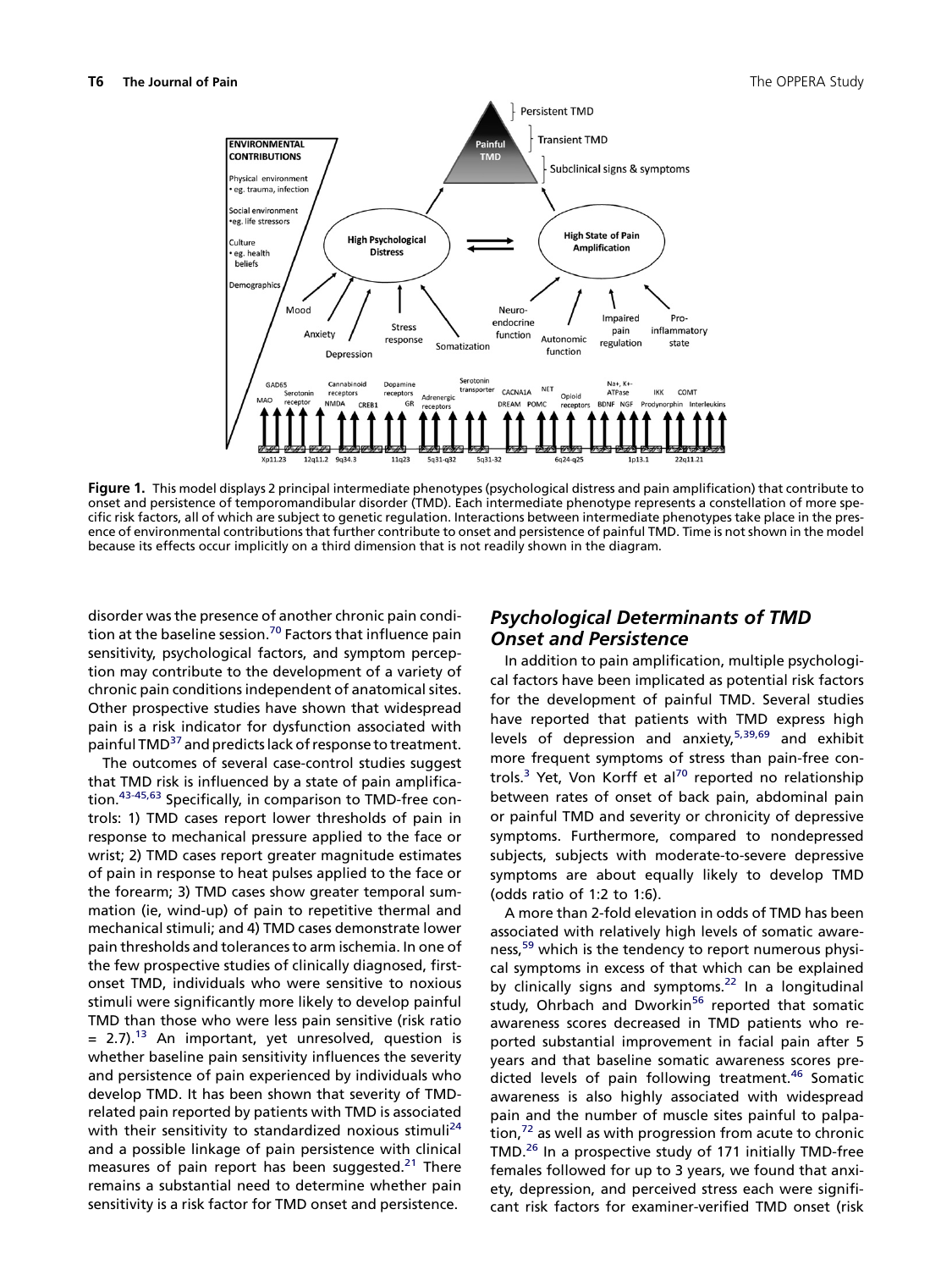**Figure 1.** This model displays 2 principal intermediate phenotypes (psychological distress and pain amplification) that contribute to onset and persistence of temporomandibular disorder (TMD). Each intermediate phenotype represents a constellation of more specific risk factors, all of which are subject to genetic regulation. Interactions between intermediate phenotypes take place in the presence of environmental contributions that further contribute to onset and persistence of painful TMD. Time is not shown in the model because its effects occur implicitly on a third dimension that is not readily shown in the diagram.

disorder was the presence of another chronic pain condition at the baseline session.[70] Factors that influence pain sensitivity, psychological factors, and symptom perception may contribute to the development of a variety of chronic pain conditions independent of anatomical sites. Other prospective studies have shown that widespread pain is a risk indicator for dysfunction associated with painful TMD[37] and predicts lack of response to treatment.

The outcomes of several case-control studies suggest that TMD risk is influenced by a state of pain amplification.[43-45,63] Specifically, in comparison to TMD-free controls: 1) TMD cases report lower thresholds of pain in response to mechanical pressure applied to the face or wrist; 2) TMD cases report greater magnitude estimates of pain in response to heat pulses applied to the face or the forearm; 3) TMD cases show greater temporal summation (ie, wind-up) of pain to repetitive thermal and mechanical stimuli; and 4) TMD cases demonstrate lower pain thresholds and tolerances to arm ischemia. In one of the few prospective studies of clinically diagnosed, first-onset TMD, individuals who were sensitive to noxious stimuli were significantly more likely to develop painful TMD than those who were less pain sensitive (risk ratio = 2.7).[13] An important, yet unresolved, question is whether baseline pain sensitivity influences the severity and persistence of pain experienced by individuals who develop TMD. It has been shown that severity of TMD-related pain reported by patients with TMD is associated with their sensitivity to standardized noxious stimuli[24] and a possible linkage of pain persistence with clinical measures of pain report has been suggested.[21] There remains a substantial need to determine whether pain sensitivity is a risk factor for TMD onset and persistence.

## Psychological Determinants of TMD Onset and Persistence

In addition to pain amplification, multiple psychological factors have been implicated as potential risk factors for the development of painful TMD. Several studies have reported that patients with TMD express high levels of depression and anxiety,[5,39,69] and exhibit more frequent symptoms of stress than pain-free controls.[3] Yet, Von Korff et al[70] reported no relationship between rates of onset of back pain, abdominal pain or painful TMD and severity or chronicity of depressive symptoms. Furthermore, compared to nondepressed subjects, subjects with moderate-to-severe depressive symptoms are about equally likely to develop TMD (odds ratio of 1:2 to 1:6).

A more than 2-fold elevation in odds of TMD has been associated with relatively high levels of somatic awareness,[59] which is the tendency to report numerous physical symptoms in excess of that which can be explained by clinically signs and symptoms.[22] In a longitudinal study, Ohrbach and Dworkin[56] reported that somatic awareness scores decreased in TMD patients who reported substantial improvement in facial pain after 5 years and that baseline somatic awareness scores predicted levels of pain following treatment.[46] Somatic awareness is also highly associated with widespread pain and the number of muscle sites painful to palpation,[72] as well as with progression from acute to chronic TMD.[26] In a prospective study of 171 initially TMD-free females followed for up to 3 years, we found that anxiety, depression, and perceived stress each were significant risk factors for examiner-verified TMD onset (risk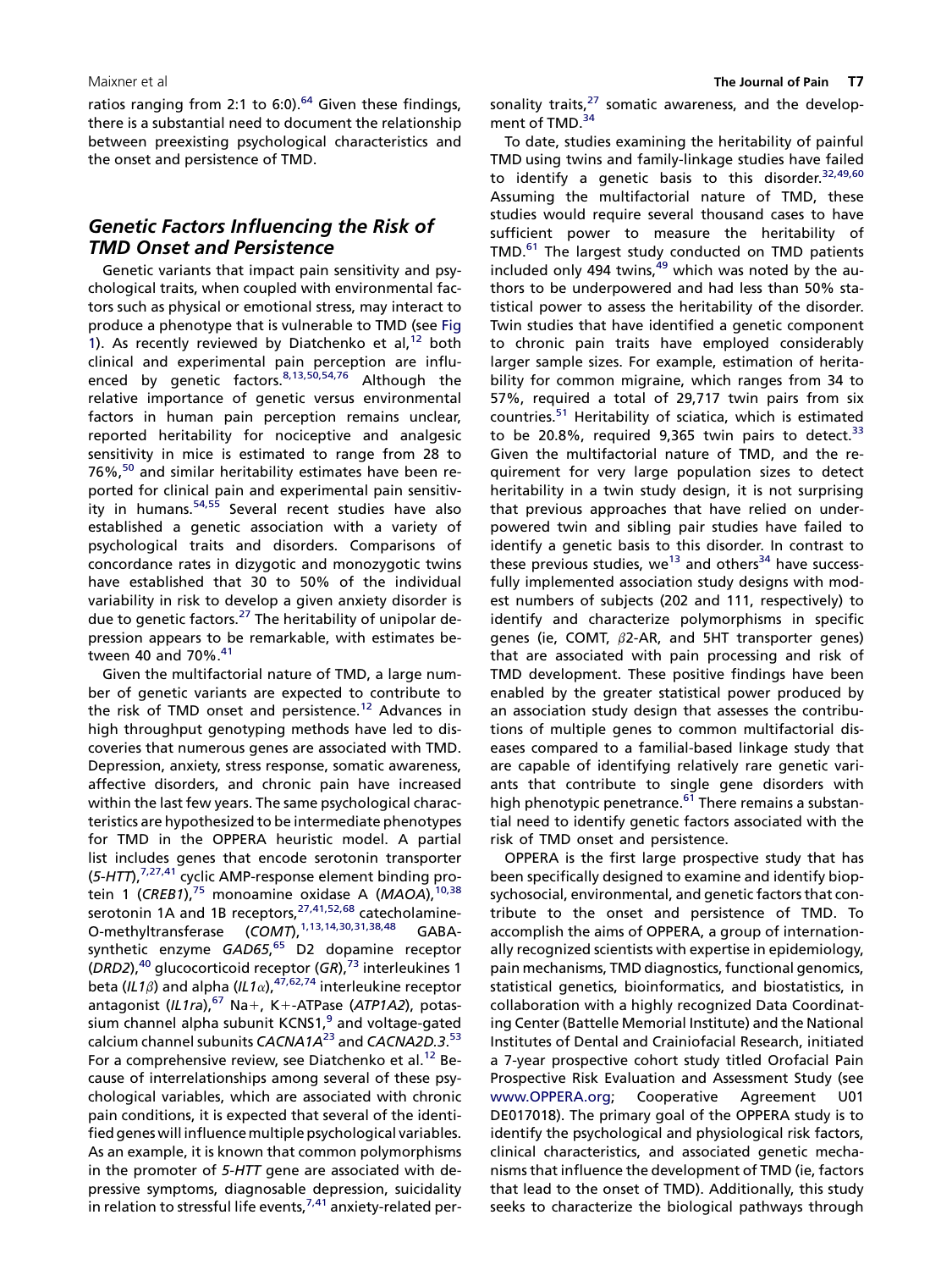ratios ranging from 2:1 to 6:0).[64] Given these findings, there is a substantial need to document the relationship between preexisting psychological characteristics and the onset and persistence of TMD.

## *Genetic Factors Influencing the Risk of TMD Onset and Persistence*

Genetic variants that impact pain sensitivity and psychological traits, when coupled with environmental factors such as physical or emotional stress, may interact to produce a phenotype that is vulnerable to TMD (see Fig 1). As recently reviewed by Diatchenko et al,[12] both clinical and experimental pain perception are influenced by genetic factors.[8,13,50,54,76] Although the relative importance of genetic versus environmental factors in human pain perception remains unclear, reported heritability for nociceptive and analgesic sensitivity in mice is estimated to range from 28 to 76%,[50] and similar heritability estimates have been reported for clinical pain and experimental pain sensitivity in humans.[54,55] Several recent studies have also established a genetic association with a variety of psychological traits and disorders. Comparisons of concordance rates in dizygotic and monozygotic twins have established that 30 to 50% of the individual variability in risk to develop a given anxiety disorder is due to genetic factors.[27] The heritability of unipolar depression appears to be remarkable, with estimates between 40 and 70%.[41]

Given the multifactorial nature of TMD, a large number of genetic variants are expected to contribute to the risk of TMD onset and persistence.[12] Advances in high throughput genotyping methods have led to discoveries that numerous genes are associated with TMD. Depression, anxiety, stress response, somatic awareness, affective disorders, and chronic pain have increased within the last few years. The same psychological characteristics are hypothesized to be intermediate phenotypes for TMD in the OPPERA heuristic model. A partial list includes genes that encode serotonin transporter (*5-HTT*),[7,27,41] cyclic AMP-response element binding protein 1 (*CREB1*),[75] monoamine oxidase A (*MAOA*),[10,38] serotonin 1A and 1B receptors,[27,41,52,68] catecholamine-O-methyltransferase (*COMT*),[1,13,14,30,31,38,48] GABA-synthetic enzyme *GAD65*,[65] D2 dopamine receptor (*DRD2*),[40] glucocorticoid receptor (*GR*),[73] interleukines 1 beta (*IL1β*) and alpha (*IL1α*),[47,62,74] interleukine receptor antagonist (*IL1ra*),[67] Na+, K+-ATPase (*ATP1A2*), potassium channel alpha subunit KCNS1,[9] and voltage-gated calcium channel subunits *CACNA1A*[23] and *CACNA2D.3*.[53] For a comprehensive review, see Diatchenko et al.[12] Because of interrelationships among several of these psychological variables, which are associated with chronic pain conditions, it is expected that several of the identified genes will influence multiple psychological variables. As an example, it is known that common polymorphisms in the promoter of *5-HTT* gene are associated with depressive symptoms, diagnosable depression, suicidality in relation to stressful life events,[7,41] anxiety-related personality traits,[27] somatic awareness, and the development of TMD.[34]

To date, studies examining the heritability of painful TMD using twins and family-linkage studies have failed to identify a genetic basis to this disorder.[32,49,60] Assuming the multifactorial nature of TMD, these studies would require several thousand cases to have sufficient power to measure the heritability of TMD.[61] The largest study conducted on TMD patients included only 494 twins,[49] which was noted by the authors to be underpowered and had less than 50% statistical power to assess the heritability of the disorder. Twin studies that have identified a genetic component to chronic pain traits have employed considerably larger sample sizes. For example, estimation of heritability for common migraine, which ranges from 34 to 57%, required a total of 29,717 twin pairs from six countries.[51] Heritability of sciatica, which is estimated to be 20.8%, required 9,365 twin pairs to detect.[33] Given the multifactorial nature of TMD, and the requirement for very large population sizes to detect heritability in a twin study design, it is not surprising that previous approaches that have relied on underpowered twin and sibling pair studies have failed to identify a genetic basis to this disorder. In contrast to these previous studies, we[13] and others[34] have successfully implemented association study designs with modest numbers of subjects (202 and 111, respectively) to identify and characterize polymorphisms in specific genes (ie, COMT, β2-AR, and 5HT transporter genes) that are associated with pain processing and risk of TMD development. These positive findings have been enabled by the greater statistical power produced by an association study design that assesses the contributions of multiple genes to common multifactorial diseases compared to a familial-based linkage study that are capable of identifying relatively rare genetic variants that contribute to single gene disorders with high phenotypic penetrance.[61] There remains a substantial need to identify genetic factors associated with the risk of TMD onset and persistence.

OPPERA is the first large prospective study that has been specifically designed to examine and identify biopsychosocial, environmental, and genetic factors that contribute to the onset and persistence of TMD. To accomplish the aims of OPPERA, a group of internationally recognized scientists with expertise in epidemiology, pain mechanisms, TMD diagnostics, functional genomics, statistical genetics, bioinformatics, and biostatistics, in collaboration with a highly recognized Data Coordinating Center (Battelle Memorial Institute) and the National Institutes of Dental and Crainiofacial Research, initiated a 7-year prospective cohort study titled Orofacial Pain Prospective Risk Evaluation and Assessment Study (see www.OPPERA.org; Cooperative Agreement U01 DE017018). The primary goal of the OPPERA study is to identify the psychological and physiological risk factors, clinical characteristics, and associated genetic mechanisms that influence the development of TMD (ie, factors that lead to the onset of TMD). Additionally, this study seeks to characterize the biological pathways through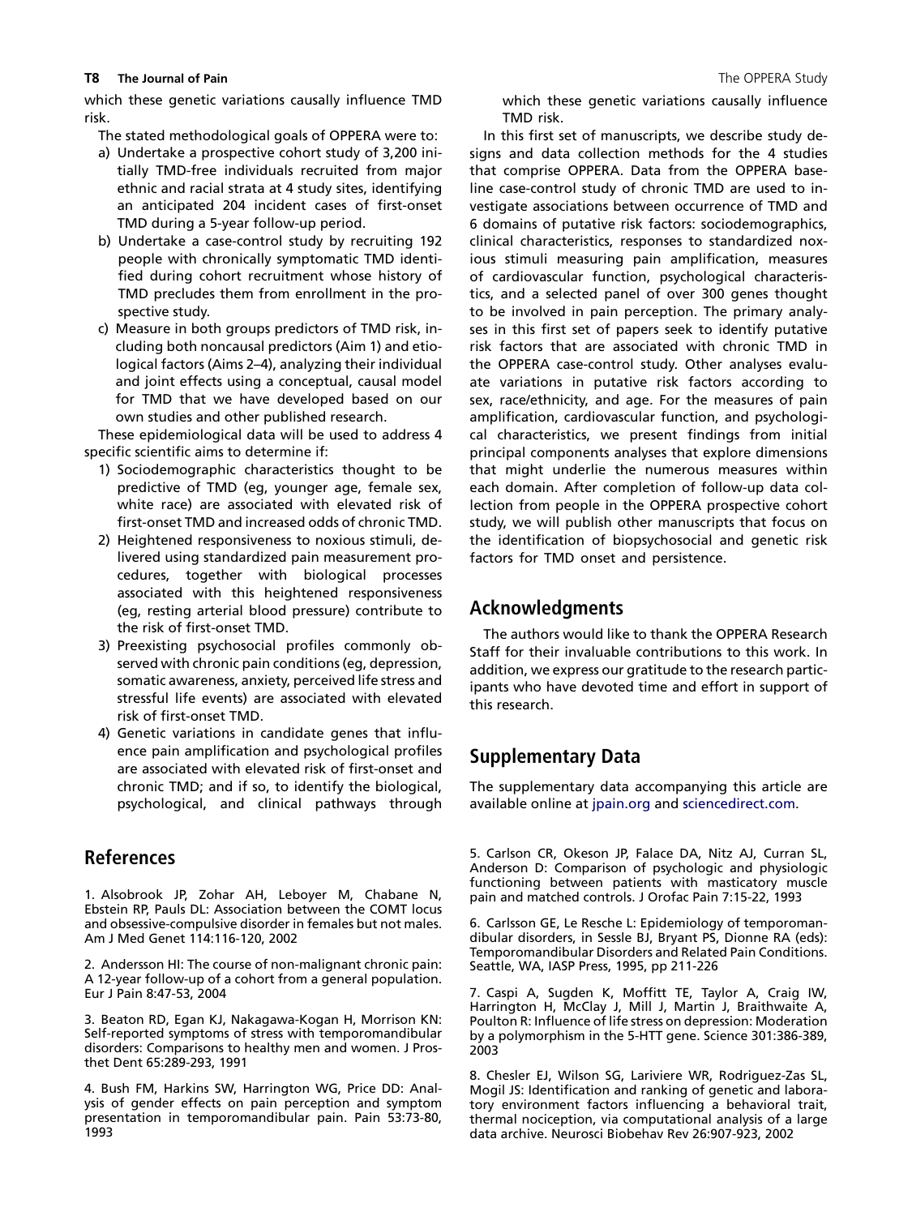which these genetic variations causally influence TMD risk.

The stated methodological goals of OPPERA were to:

a) Undertake a prospective cohort study of 3,200 initially TMD-free individuals recruited from major ethnic and racial strata at 4 study sites, identifying an anticipated 204 incident cases of first-onset TMD during a 5-year follow-up period.
b) Undertake a case-control study by recruiting 192 people with chronically symptomatic TMD identified during cohort recruitment whose history of TMD precludes them from enrollment in the prospective study.
c) Measure in both groups predictors of TMD risk, including both noncausal predictors (Aim 1) and etiological factors (Aims 2–4), analyzing their individual and joint effects using a conceptual, causal model for TMD that we have developed based on our own studies and other published research.

These epidemiological data will be used to address 4 specific scientific aims to determine if:

1) Sociodemographic characteristics thought to be predictive of TMD (eg, younger age, female sex, white race) are associated with elevated risk of first-onset TMD and increased odds of chronic TMD.
2) Heightened responsiveness to noxious stimuli, delivered using standardized pain measurement procedures, together with biological processes associated with this heightened responsiveness (eg, resting arterial blood pressure) contribute to the risk of first-onset TMD.
3) Preexisting psychosocial profiles commonly observed with chronic pain conditions (eg, depression, somatic awareness, anxiety, perceived life stress and stressful life events) are associated with elevated risk of first-onset TMD.
4) Genetic variations in candidate genes that influence pain amplification and psychological profiles are associated with elevated risk of first-onset and chronic TMD; and if so, to identify the biological, psychological, and clinical pathways through which these genetic variations causally influence TMD risk.

In this first set of manuscripts, we describe study designs and data collection methods for the 4 studies that comprise OPPERA. Data from the OPPERA baseline case-control study of chronic TMD are used to investigate associations between occurrence of TMD and 6 domains of putative risk factors: sociodemographics, clinical characteristics, responses to standardized noxious stimuli measuring pain amplification, measures of cardiovascular function, psychological characteristics, and a selected panel of over 300 genes thought to be involved in pain perception. The primary analyses in this first set of papers seek to identify putative risk factors that are associated with chronic TMD in the OPPERA case-control study. Other analyses evaluate variations in putative risk factors according to sex, race/ethnicity, and age. For the measures of pain amplification, cardiovascular function, and psychological characteristics, we present findings from initial principal components analyses that explore dimensions that might underlie the numerous measures within each domain. After completion of follow-up data collection from people in the OPPERA prospective cohort study, we will publish other manuscripts that focus on the identification of biopsychosocial and genetic risk factors for TMD onset and persistence.

## Acknowledgments

The authors would like to thank the OPPERA Research Staff for their invaluable contributions to this work. In addition, we express our gratitude to the research participants who have devoted time and effort in support of this research.

## Supplementary Data

The supplementary data accompanying this article are available online at jpain.org and sciencedirect.com.

## References

1. Alsobrook JP, Zohar AH, Leboyer M, Chabane N, Ebstein RP, Pauls DL: Association between the COMT locus and obsessive-compulsive disorder in females but not males. Am J Med Genet 114:116-120, 2002

2. Andersson HI: The course of non-malignant chronic pain: A 12-year follow-up of a cohort from a general population. Eur J Pain 8:47-53, 2004

3. Beaton RD, Egan KJ, Nakagawa-Kogan H, Morrison KN: Self-reported symptoms of stress with temporomandibular disorders: Comparisons to healthy men and women. J Prosthet Dent 65:289-293, 1991

4. Bush FM, Harkins SW, Harrington WG, Price DD: Analysis of gender effects on pain perception and symptom presentation in temporomandibular pain. Pain 53:73-80, 1993

5. Carlson CR, Okeson JP, Falace DA, Nitz AJ, Curran SL, Anderson D: Comparison of psychologic and physiologic functioning between patients with masticatory muscle pain and matched controls. J Orofac Pain 7:15-22, 1993

6. Carlsson GE, Le Resche L: Epidemiology of temporomandibular disorders, in Sessle BJ, Bryant PS, Dionne RA (eds): Temporomandibular Disorders and Related Pain Conditions. Seattle, WA, IASP Press, 1995, pp 211-226

7. Caspi A, Sugden K, Moffitt TE, Taylor A, Craig IW, Harrington H, McClay J, Mill J, Martin J, Braithwaite A, Poulton R: Influence of life stress on depression: Moderation by a polymorphism in the 5-HTT gene. Science 301:386-389, 2003

8. Chesler EJ, Wilson SG, Lariviere WR, Rodriguez-Zas SL, Mogil JS: Identification and ranking of genetic and laboratory environment factors influencing a behavioral trait, thermal nociception, via computational analysis of a large data archive. Neurosci Biobehav Rev 26:907-923, 2002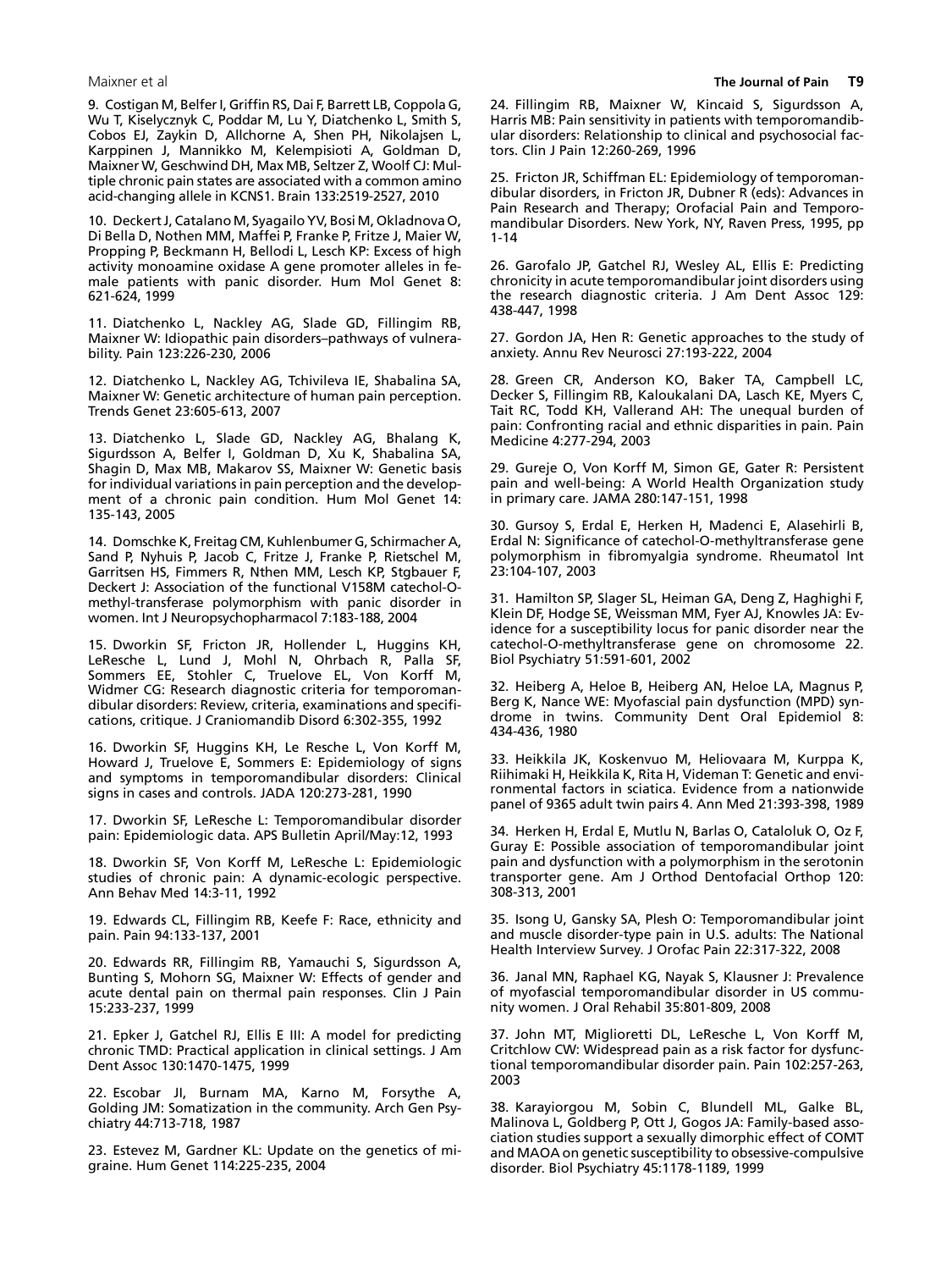9. Costigan M, Belfer I, Griffin RS, Dai F, Barrett LB, Coppola G, Wu T, Kiselycznyk C, Poddar M, Lu Y, Diatchenko L, Smith S, Cobos EJ, Zaykin D, Allchorne A, Shen PH, Nikolajsen L, Karppinen J, Mannikko M, Kelempisioti A, Goldman D, Maixner W, Geschwind DH, Max MB, Seltzer Z, Woolf CJ: Multiple chronic pain states are associated with a common amino acid-changing allele in KCNS1. Brain 133:2519-2527, 2010

10. Deckert J, Catalano M, Syagailo YV, Bosi M, Okladnova O, Di Bella D, Nothen MM, Maffei P, Franke P, Fritze J, Maier W, Propping P, Beckmann H, Bellodi L, Lesch KP: Excess of high activity monoamine oxidase A gene promoter alleles in female patients with panic disorder. Hum Mol Genet 8: 621-624, 1999

11. Diatchenko L, Nackley AG, Slade GD, Fillingim RB, Maixner W: Idiopathic pain disorders–pathways of vulnerability. Pain 123:226-230, 2006

12. Diatchenko L, Nackley AG, Tchivileva IE, Shabalina SA, Maixner W: Genetic architecture of human pain perception. Trends Genet 23:605-613, 2007

13. Diatchenko L, Slade GD, Nackley AG, Bhalang K, Sigurdsson A, Belfer I, Goldman D, Xu K, Shabalina SA, Shagin D, Max MB, Makarov SS, Maixner W: Genetic basis for individual variations in pain perception and the development of a chronic pain condition. Hum Mol Genet 14: 135-143, 2005

14. Domschke K, Freitag CM, Kuhlenbumer G, Schirmacher A, Sand P, Nyhuis P, Jacob C, Fritze J, Franke P, Rietschel M, Garritsen HS, Fimmers R, Nthen MM, Lesch KP, Stgbauer F, Deckert J: Association of the functional V158M catechol-O-methyl-transferase polymorphism with panic disorder in women. Int J Neuropsychopharmacol 7:183-188, 2004

15. Dworkin SF, Fricton JR, Hollender L, Huggins KH, LeResche L, Lund J, Mohl N, Ohrbach R, Palla SF, Sommers EE, Stohler C, Truelove EL, Von Korff M, Widmer CG: Research diagnostic criteria for temporomandibular disorders: Review, criteria, examinations and specifications, critique. J Craniomandib Disord 6:302-355, 1992

16. Dworkin SF, Huggins KH, Le Resche L, Von Korff M, Howard J, Truelove E, Sommers E: Epidemiology of signs and symptoms in temporomandibular disorders: Clinical signs in cases and controls. JADA 120:273-281, 1990

17. Dworkin SF, LeResche L: Temporomandibular disorder pain: Epidemiologic data. APS Bulletin April/May:12, 1993

18. Dworkin SF, Von Korff M, LeResche L: Epidemiologic studies of chronic pain: A dynamic-ecologic perspective. Ann Behav Med 14:3-11, 1992

19. Edwards CL, Fillingim RB, Keefe F: Race, ethnicity and pain. Pain 94:133-137, 2001

20. Edwards RR, Fillingim RB, Yamauchi S, Sigurdsson A, Bunting S, Mohorn SG, Maixner W: Effects of gender and acute dental pain on thermal pain responses. Clin J Pain 15:233-237, 1999

21. Epker J, Gatchel RJ, Ellis E III: A model for predicting chronic TMD: Practical application in clinical settings. J Am Dent Assoc 130:1470-1475, 1999

22. Escobar JI, Burnam MA, Karno M, Forsythe A, Golding JM: Somatization in the community. Arch Gen Psychiatry 44:713-718, 1987

23. Estevez M, Gardner KL: Update on the genetics of migraine. Hum Genet 114:225-235, 2004

24. Fillingim RB, Maixner W, Kincaid S, Sigurdsson A, Harris MB: Pain sensitivity in patients with temporomandibular disorders: Relationship to clinical and psychosocial factors. Clin J Pain 12:260-269, 1996

25. Fricton JR, Schiffman EL: Epidemiology of temporomandibular disorders, in Fricton JR, Dubner R (eds): Advances in Pain Research and Therapy; Orofacial Pain and Temporomandibular Disorders. New York, NY, Raven Press, 1995, pp 1-14

26. Garofalo JP, Gatchel RJ, Wesley AL, Ellis E: Predicting chronicity in acute temporomandibular joint disorders using the research diagnostic criteria. J Am Dent Assoc 129: 438-447, 1998

27. Gordon JA, Hen R: Genetic approaches to the study of anxiety. Annu Rev Neurosci 27:193-222, 2004

28. Green CR, Anderson KO, Baker TA, Campbell LC, Decker S, Fillingim RB, Kaloukalani DA, Lasch KE, Myers C, Tait RC, Todd KH, Vallerand AH: The unequal burden of pain: Confronting racial and ethnic disparities in pain. Pain Medicine 4:277-294, 2003

29. Gureje O, Von Korff M, Simon GE, Gater R: Persistent pain and well-being: A World Health Organization study in primary care. JAMA 280:147-151, 1998

30. Gursoy S, Erdal E, Herken H, Madenci E, Alasehirli B, Erdal N: Significance of catechol-O-methyltransferase gene polymorphism in fibromyalgia syndrome. Rheumatol Int 23:104-107, 2003

31. Hamilton SP, Slager SL, Heiman GA, Deng Z, Haghighi F, Klein DF, Hodge SE, Weissman MM, Fyer AJ, Knowles JA: Evidence for a susceptibility locus for panic disorder near the catechol-O-methyltransferase gene on chromosome 22. Biol Psychiatry 51:591-601, 2002

32. Heiberg A, Heloe B, Heiberg AN, Heloe LA, Magnus P, Berg K, Nance WE: Myofascial pain dysfunction (MPD) syndrome in twins. Community Dent Oral Epidemiol 8: 434-436, 1980

33. Heikkila JK, Koskenvuo M, Heliovaara M, Kurppa K, Riihimaki H, Heikkila K, Rita H, Videman T: Genetic and environmental factors in sciatica. Evidence from a nationwide panel of 9365 adult twin pairs 4. Ann Med 21:393-398, 1989

34. Herken H, Erdal E, Mutlu N, Barlas O, Cataloluk O, Oz F, Guray E: Possible association of temporomandibular joint pain and dysfunction with a polymorphism in the serotonin transporter gene. Am J Orthod Dentofacial Orthop 120: 308-313, 2001

35. Isong U, Gansky SA, Plesh O: Temporomandibular joint and muscle disorder-type pain in U.S. adults: The National Health Interview Survey. J Orofac Pain 22:317-322, 2008

36. Janal MN, Raphael KG, Nayak S, Klausner J: Prevalence of myofascial temporomandibular disorder in US community women. J Oral Rehabil 35:801-809, 2008

37. John MT, Miglioretti DL, LeResche L, Von Korff M, Critchlow CW: Widespread pain as a risk factor for dysfunctional temporomandibular disorder pain. Pain 102:257-263, 2003

38. Karayiorgou M, Sobin C, Blundell ML, Galke BL, Malinova L, Goldberg P, Ott J, Gogos JA: Family-based association studies support a sexually dimorphic effect of COMT and MAOA on genetic susceptibility to obsessive-compulsive disorder. Biol Psychiatry 45:1178-1189, 1999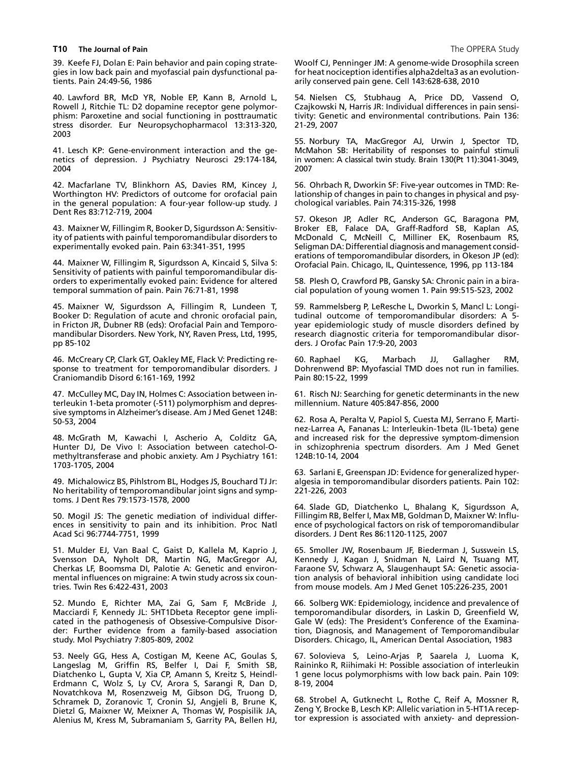39. Keefe FJ, Dolan E: Pain behavior and pain coping strategies in low back pain and myofascial pain dysfunctional patients. Pain 24:49-56, 1986

40. Lawford BR, McD YR, Noble EP, Kann B, Arnold L, Rowell J, Ritchie TL: D2 dopamine receptor gene polymorphism: Paroxetine and social functioning in posttraumatic stress disorder. Eur Neuropsychopharmacol 13:313-320, 2003

41. Lesch KP: Gene-environment interaction and the genetics of depression. J Psychiatry Neurosci 29:174-184, 2004

42. Macfarlane TV, Blinkhorn AS, Davies RM, Kincey J, Worthington HV: Predictors of outcome for orofacial pain in the general population: A four-year follow-up study. J Dent Res 83:712-719, 2004

43. Maixner W, Fillingim R, Booker D, Sigurdsson A: Sensitivity of patients with painful temporomandibular disorders to experimentally evoked pain. Pain 63:341-351, 1995

44. Maixner W, Fillingim R, Sigurdsson A, Kincaid S, Silva S: Sensitivity of patients with painful temporomandibular disorders to experimentally evoked pain: Evidence for altered temporal summation of pain. Pain 76:71-81, 1998

45. Maixner W, Sigurdsson A, Fillingim R, Lundeen T, Booker D: Regulation of acute and chronic orofacial pain, in Fricton JR, Dubner RB (eds): Orofacial Pain and Temporomandibular Disorders. New York, NY, Raven Press, Ltd, 1995, pp 85-102

46. McCreary CP, Clark GT, Oakley ME, Flack V: Predicting response to treatment for temporomandibular disorders. J Craniomandib Disord 6:161-169, 1992

47. McCulley MC, Day IN, Holmes C: Association between interleukin 1-beta promoter (-511) polymorphism and depressive symptoms in Alzheimer's disease. Am J Med Genet 124B: 50-53, 2004

48. McGrath M, Kawachi I, Ascherio A, Colditz GA, Hunter DJ, De Vivo I: Association between catechol-O-methyltransferase and phobic anxiety. Am J Psychiatry 161: 1703-1705, 2004

49. Michalowicz BS, Pihlstrom BL, Hodges JS, Bouchard TJ Jr: No heritability of temporomandibular joint signs and symptoms. J Dent Res 79:1573-1578, 2000

50. Mogil JS: The genetic mediation of individual differences in sensitivity to pain and its inhibition. Proc Natl Acad Sci 96:7744-7751, 1999

51. Mulder EJ, Van Baal C, Gaist D, Kallela M, Kaprio J, Svensson DA, Nyholt DR, Martin NG, MacGregor AJ, Cherkas LF, Boomsma DI, Palotie A: Genetic and environmental influences on migraine: A twin study across six countries. Twin Res 6:422-431, 2003

52. Mundo E, Richter MA, Zai G, Sam F, McBride J, Macciardi F, Kennedy JL: 5HT1Dbeta Receptor gene implicated in the pathogenesis of Obsessive-Compulsive Disorder: Further evidence from a family-based association study. Mol Psychiatry 7:805-809, 2002

53. Neely GG, Hess A, Costigan M, Keene AC, Goulas S, Langeslag M, Griffin RS, Belfer I, Dai F, Smith SB, Diatchenko L, Gupta V, Xia CP, Amann S, Kreitz S, Heindl-Erdmann C, Wolz S, Ly CV, Arora S, Sarangi R, Dan D, Novatchkova M, Rosenzweig M, Gibson DG, Truong D, Schramek D, Zoranovic T, Cronin SJ, Angjeli B, Brune K, Dietzl G, Maixner W, Meixner A, Thomas W, Pospisilik JA, Alenius M, Kress M, Subramaniam S, Garrity PA, Bellen HJ, Woolf CJ, Penninger JM: A genome-wide Drosophila screen for heat nociception identifies alpha2delta3 as an evolutionarily conserved pain gene. Cell 143:628-638, 2010

54. Nielsen CS, Stubhaug A, Price DD, Vassend O, Czajkowski N, Harris JR: Individual differences in pain sensitivity: Genetic and environmental contributions. Pain 136: 21-29, 2007

55. Norbury TA, MacGregor AJ, Urwin J, Spector TD, McMahon SB: Heritability of responses to painful stimuli in women: A classical twin study. Brain 130(Pt 11):3041-3049, 2007

56. Ohrbach R, Dworkin SF: Five-year outcomes in TMD: Relationship of changes in pain to changes in physical and psychological variables. Pain 74:315-326, 1998

57. Okeson JP, Adler RC, Anderson GC, Baragona PM, Broker EB, Falace DA, Graff-Radford SB, Kaplan AS, McDonald C, McNeill C, Milliner EK, Rosenbaum RS, Seligman DA: Differential diagnosis and management considerations of temporomandibular disorders, in Okeson JP (ed): Orofacial Pain. Chicago, IL, Quintessence, 1996, pp 113-184

58. Plesh O, Crawford PB, Gansky SA: Chronic pain in a biracial population of young women 1. Pain 99:515-523, 2002

59. Rammelsberg P, LeResche L, Dworkin S, Mancl L: Longitudinal outcome of temporomandibular disorders: A 5-year epidemiologic study of muscle disorders defined by research diagnostic criteria for temporomandibular disorders. J Orofac Pain 17:9-20, 2003

60. Raphael KG, Marbach JJ, Gallagher RM, Dohrenwend BP: Myofascial TMD does not run in families. Pain 80:15-22, 1999

61. Risch NJ: Searching for genetic determinants in the new millennium. Nature 405:847-856, 2000

62. Rosa A, Peralta V, Papiol S, Cuesta MJ, Serrano F, Martinez-Larrea A, Fananas L: Interleukin-1beta (IL-1beta) gene and increased risk for the depressive symptom-dimension in schizophrenia spectrum disorders. Am J Med Genet 124B:10-14, 2004

63. Sarlani E, Greenspan JD: Evidence for generalized hyperalgesia in temporomandibular disorders patients. Pain 102: 221-226, 2003

64. Slade GD, Diatchenko L, Bhalang K, Sigurdsson A, Fillingim RB, Belfer I, Max MB, Goldman D, Maixner W: Influence of psychological factors on risk of temporomandibular disorders. J Dent Res 86:1120-1125, 2007

65. Smoller JW, Rosenbaum JF, Biederman J, Susswein LS, Kennedy J, Kagan J, Snidman N, Laird N, Tsuang MT, Faraone SV, Schwarz A, Slaugenhaupt SA: Genetic association analysis of behavioral inhibition using candidate loci from mouse models. Am J Med Genet 105:226-235, 2001

66. Solberg WK: Epidemiology, incidence and prevalence of temporomandibular disorders, in Laskin D, Greenfield W, Gale W (eds): The President's Conference of the Examination, Diagnosis, and Management of Temporomandibular Disorders. Chicago, IL, American Dental Association, 1983

67. Solovieva S, Leino-Arjas P, Saarela J, Luoma K, Raininko R, Riihimaki H: Possible association of interleukin 1 gene locus polymorphisms with low back pain. Pain 109: 8-19, 2004

68. Strobel A, Gutknecht L, Rothe C, Reif A, Mossner R, Zeng Y, Brocke B, Lesch KP: Allelic variation in 5-HT1A receptor expression is associated with anxiety- and depression-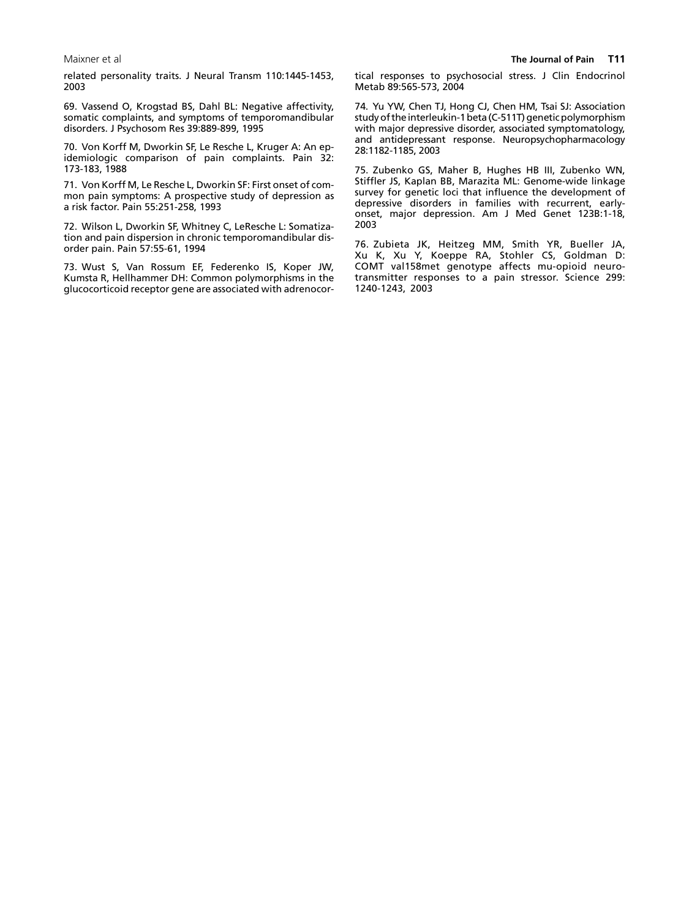related personality traits. J Neural Transm 110:1445-1453, 2003

69. Vassend O, Krogstad BS, Dahl BL: Negative affectivity, somatic complaints, and symptoms of temporomandibular disorders. J Psychosom Res 39:889-899, 1995

70. Von Korff M, Dworkin SF, Le Resche L, Kruger A: An epidemiologic comparison of pain complaints. Pain 32: 173-183, 1988

71. Von Korff M, Le Resche L, Dworkin SF: First onset of common pain symptoms: A prospective study of depression as a risk factor. Pain 55:251-258, 1993

72. Wilson L, Dworkin SF, Whitney C, LeResche L: Somatization and pain dispersion in chronic temporomandibular disorder pain. Pain 57:55-61, 1994

73. Wust S, Van Rossum EF, Federenko IS, Koper JW, Kumsta R, Hellhammer DH: Common polymorphisms in the glucocorticoid receptor gene are associated with adrenocortical responses to psychosocial stress. J Clin Endocrinol Metab 89:565-573, 2004

74. Yu YW, Chen TJ, Hong CJ, Chen HM, Tsai SJ: Association study of the interleukin-1 beta (C-511T) genetic polymorphism with major depressive disorder, associated symptomatology, and antidepressant response. Neuropsychopharmacology 28:1182-1185, 2003

75. Zubenko GS, Maher B, Hughes HB III, Zubenko WN, Stiffler JS, Kaplan BB, Marazita ML: Genome-wide linkage survey for genetic loci that influence the development of depressive disorders in families with recurrent, early-onset, major depression. Am J Med Genet 123B:1-18, 2003

76. Zubieta JK, Heitzeg MM, Smith YR, Bueller JA, Xu K, Xu Y, Koeppe RA, Stohler CS, Goldman D: COMT val158met genotype affects mu-opioid neurotransmitter responses to a pain stressor. Science 299: 1240-1243, 2003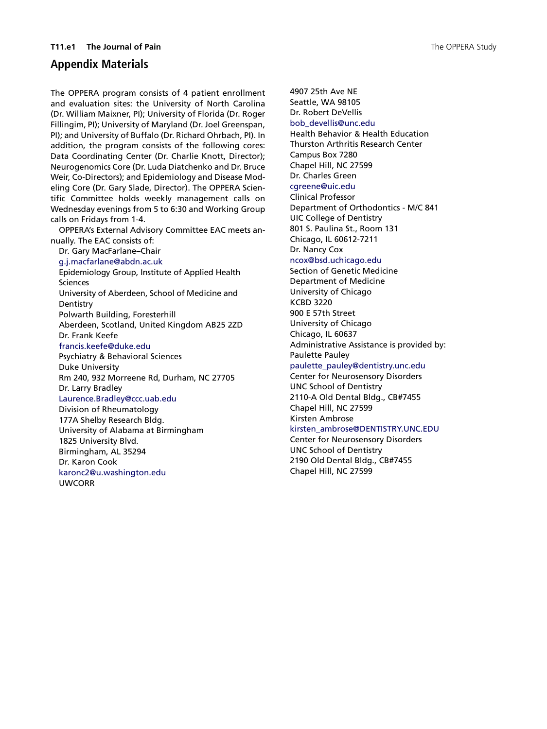## Appendix Materials

The OPPERA program consists of 4 patient enrollment and evaluation sites: the University of North Carolina (Dr. William Maixner, PI); University of Florida (Dr. Roger Fillingim, PI); University of Maryland (Dr. Joel Greenspan, PI); and University of Buffalo (Dr. Richard Ohrbach, PI). In addition, the program consists of the following cores: Data Coordinating Center (Dr. Charlie Knott, Director); Neurogenomics Core (Dr. Luda Diatchenko and Dr. Bruce Weir, Co-Directors); and Epidemiology and Disease Modeling Core (Dr. Gary Slade, Director). The OPPERA Scientific Committee holds weekly management calls on Wednesday evenings from 5 to 6:30 and Working Group calls on Fridays from 1-4.

OPPERA's External Advisory Committee EAC meets annually. The EAC consists of:

Dr. Gary MacFarlane–Chair
g.j.macfarlane@abdn.ac.uk
Epidemiology Group, Institute of Applied Health Sciences
University of Aberdeen, School of Medicine and Dentistry
Polwarth Building, Foresterhill
Aberdeen, Scotland, United Kingdom AB25 2ZD

Dr. Frank Keefe
francis.keefe@duke.edu
Psychiatry & Behavioral Sciences
Duke University
Rm 240, 932 Morreene Rd, Durham, NC 27705

Dr. Larry Bradley
Laurence.Bradley@ccc.uab.edu
Division of Rheumatology
177A Shelby Research Bldg.
University of Alabama at Birmingham
1825 University Blvd.
Birmingham, AL 35294

Dr. Karon Cook
karonc2@u.washington.edu
UWCORR
4907 25th Ave NE
Seattle, WA 98105

Dr. Robert DeVellis
bob_devellis@unc.edu
Health Behavior & Health Education
Thurston Arthritis Research Center
Campus Box 7280
Chapel Hill, NC 27599

Dr. Charles Green
cgreene@uic.edu
Clinical Professor
Department of Orthodontics - M/C 841
UIC College of Dentistry
801 S. Paulina St., Room 131
Chicago, IL 60612-7211

Dr. Nancy Cox
ncox@bsd.uchicago.edu
Section of Genetic Medicine
Department of Medicine
University of Chicago
KCBD 3220
900 E 57th Street
University of Chicago
Chicago, IL 60637

Administrative Assistance is provided by:

Paulette Pauley
paulette_pauley@dentistry.unc.edu
Center for Neurosensory Disorders
UNC School of Dentistry
2110-A Old Dental Bldg., CB#7455
Chapel Hill, NC 27599

Kirsten Ambrose
kirsten_ambrose@DENTISTRY.UNC.EDU
Center for Neurosensory Disorders
UNC School of Dentistry
2190 Old Dental Bldg., CB#7455
Chapel Hill, NC 27599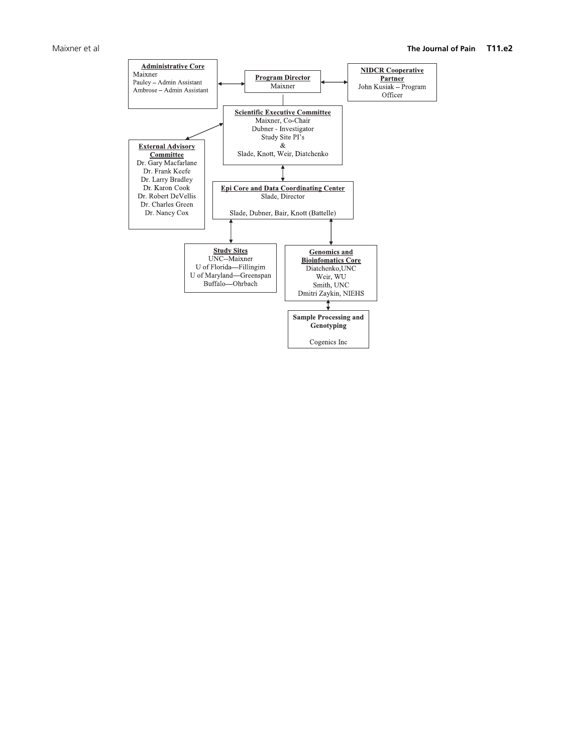**Administrative Core**
Maixner
Pauley – Admin Assistant
Ambrose – Admin Assistant

**Program Director**
Maixner

**NIDCR Cooperative Partner**
John Kusiak – Program Officer

**Scientific Executive Committee**
Maixner, Co-Chair
Dubner - Investigator
Study Site PI's
&
Slade, Knott, Weir, Diatchenko

**External Advisory Committee**
Dr. Gary Macfarlane
Dr. Frank Keefe
Dr. Larry Bradley
Dr. Karon Cook
Dr. Robert DeVellis
Dr. Charles Green
Dr. Nancy Cox

**Epi Core and Data Coordinating Center**
Slade, Director

Slade, Dubner, Bair, Knott (Battelle)

**Study Sites**
UNC--Maixner
U of Florida—Fillingim
U of Maryland—Greenspan
Buffalo—Ohrbach

**Genomics and Bioinfomatics Core**
Diatchenko,UNC
Weir, WU
Smith, UNC
Dmitri Zaykin, NIEHS

**Sample Processing and Genotyping**

Cogenics Inc